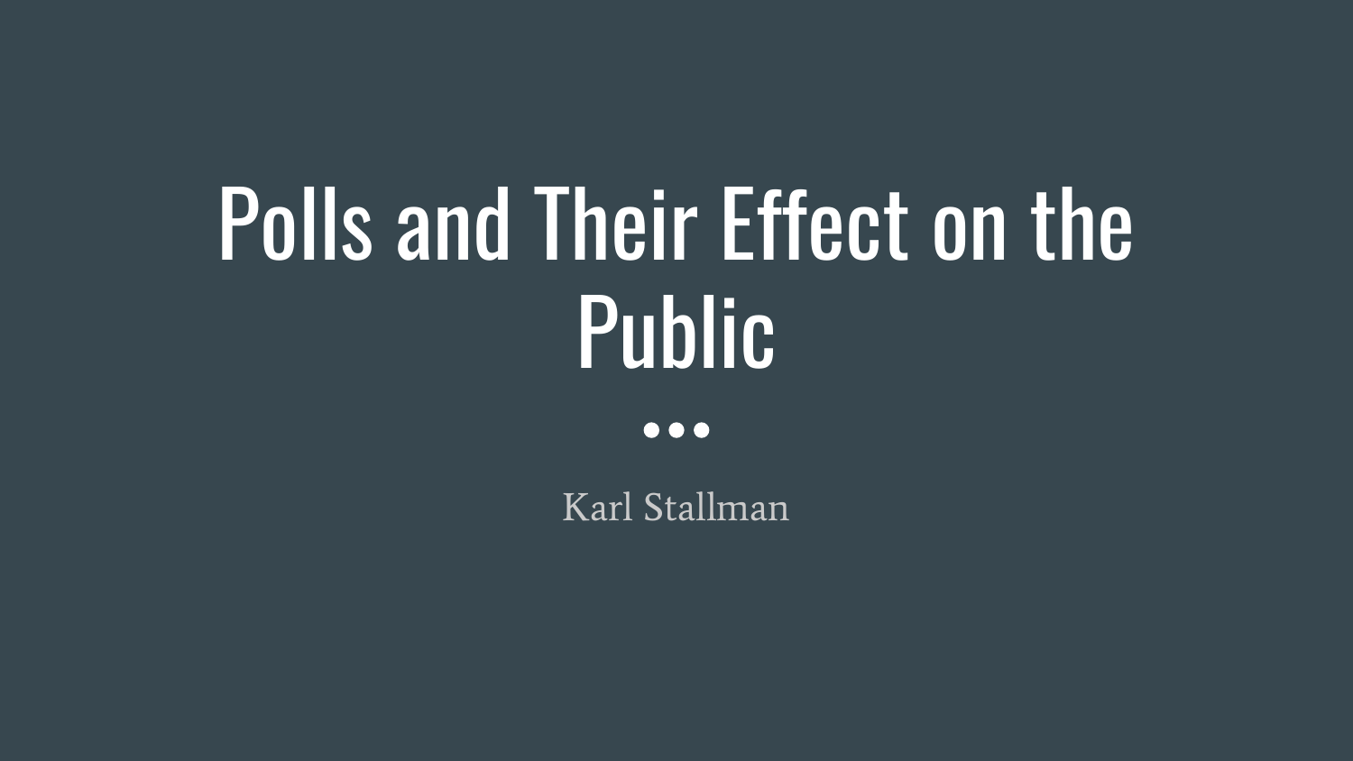# Polls and Their Effect on the Public

Karl Stallman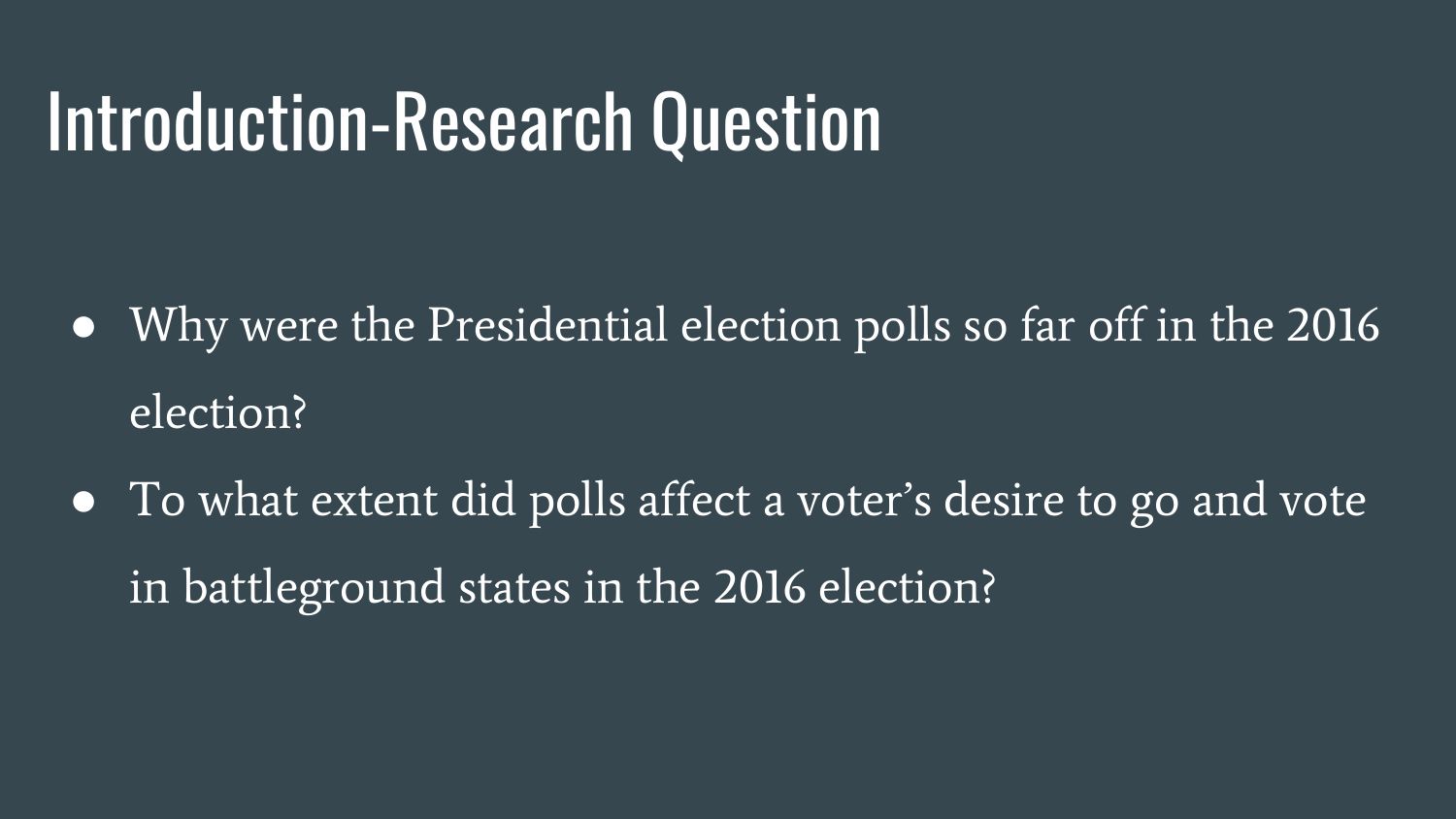# Introduction-Research Question

- Why were the Presidential election polls so far off in the 2016 election?
- To what extent did polls affect a voter's desire to go and vote in battleground states in the 2016 election?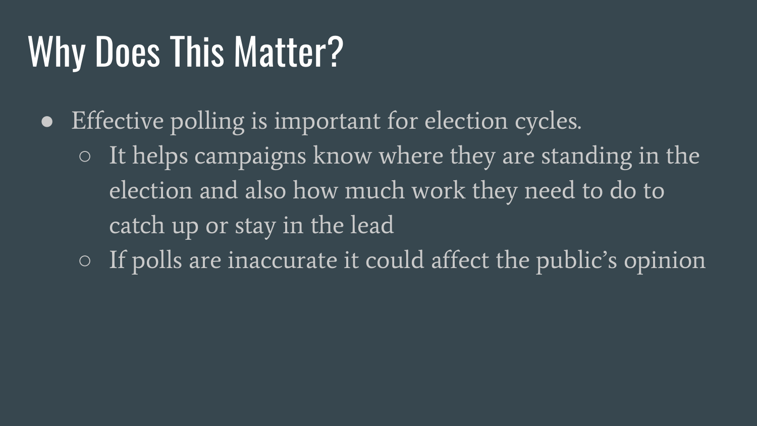# Why Does This Matter?

- Effective polling is important for election cycles.
  - It helps campaigns know where they are standing in the election and also how much work they need to do to catch up or stay in the lead
  - If polls are inaccurate it could affect the public's opinion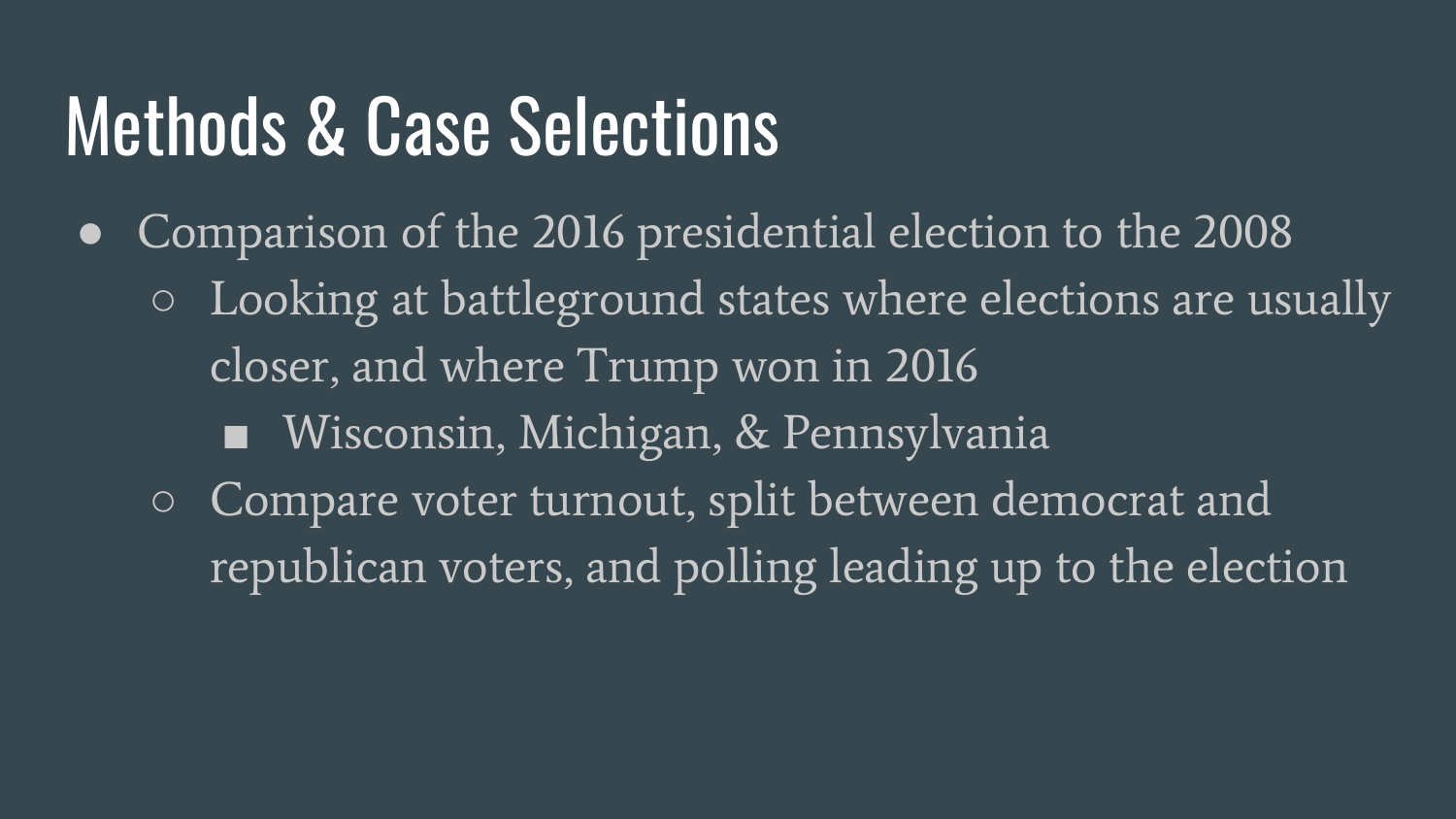# Methods & Case Selections

- Comparison of the 2016 presidential election to the 2008
  - Looking at battleground states where elections are usually closer, and where Trump won in 2016
    - Wisconsin, Michigan, & Pennsylvania
  - Compare voter turnout, split between democrat and republican voters, and polling leading up to the election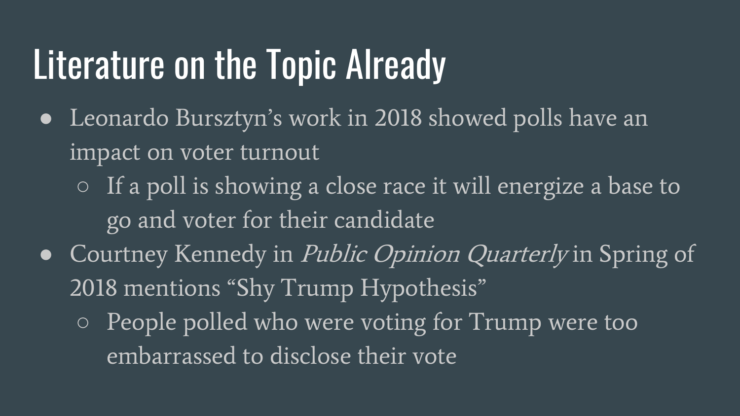# Literature on the Topic Already

- Leonardo Bursztyn's work in 2018 showed polls have an impact on voter turnout
  - If a poll is showing a close race it will energize a base to go and voter for their candidate
- Courtney Kennedy in *Public Opinion Quarterly* in Spring of 2018 mentions "Shy Trump Hypothesis"
  - People polled who were voting for Trump were too embarrassed to disclose their vote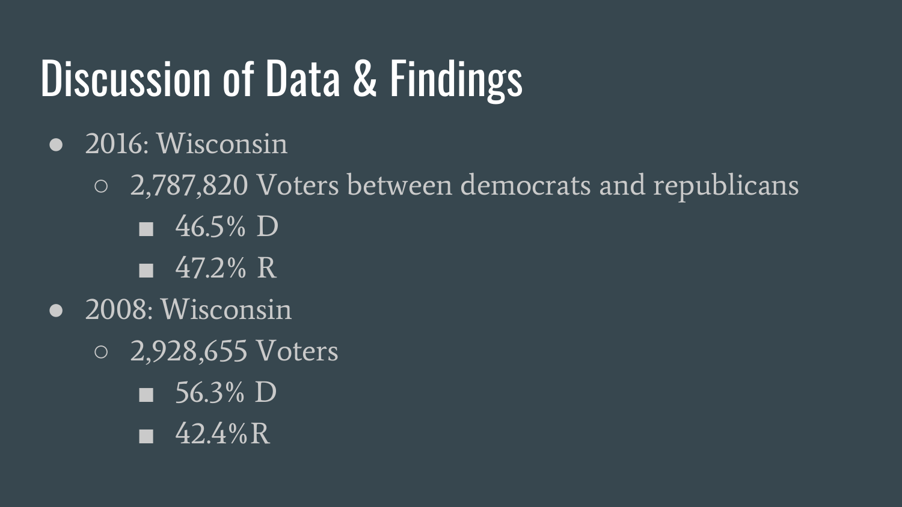# Discussion of Data & Findings

- 2016: Wisconsin
  - 2,787,820 Voters between democrats and republicans
    - 46.5% D
    - 47.2% R
- 2008: Wisconsin
  - 2,928,655 Voters
    - 56.3% D
    - 42.4%R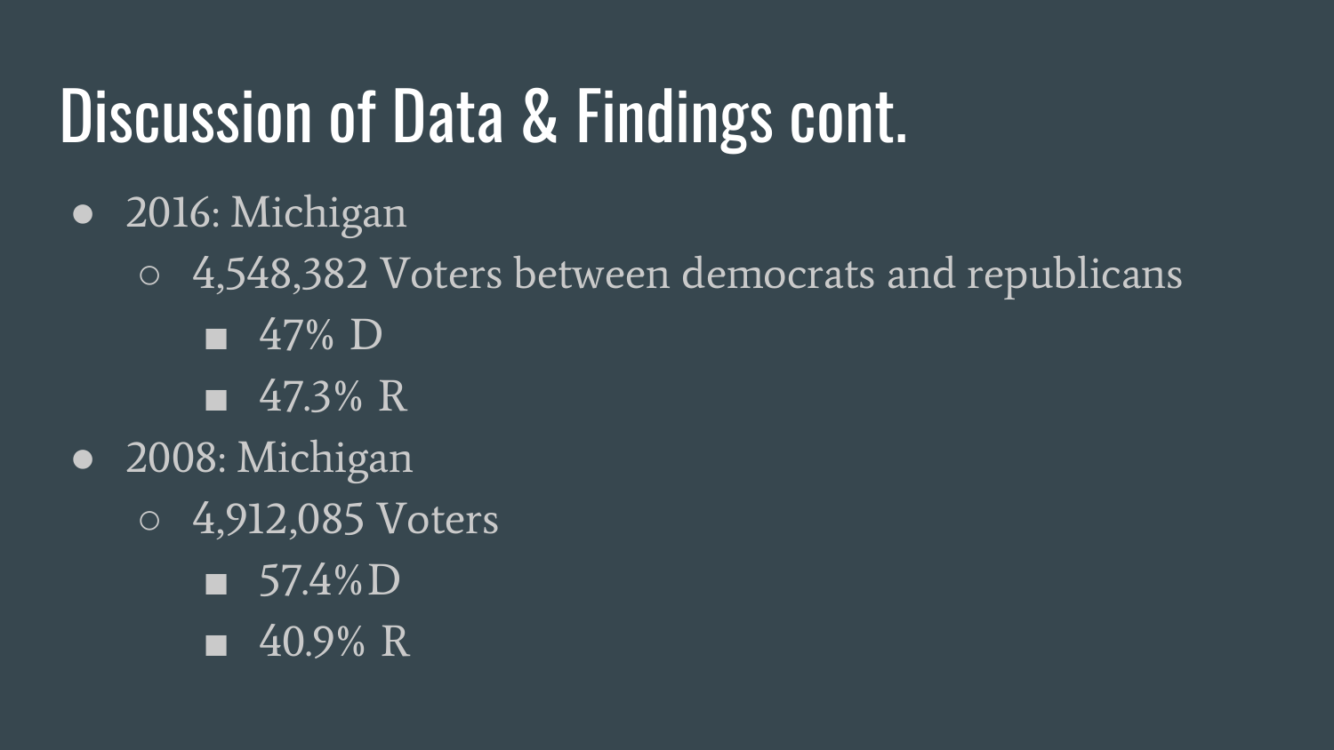# Discussion of Data & Findings cont.

- 2016: Michigan
  - 4,548,382 Voters between democrats and republicans
    - 47% D
    - 47.3% R
- 2008: Michigan
  - 4,912,085 Voters
    - 57.4%D
    - 40.9% R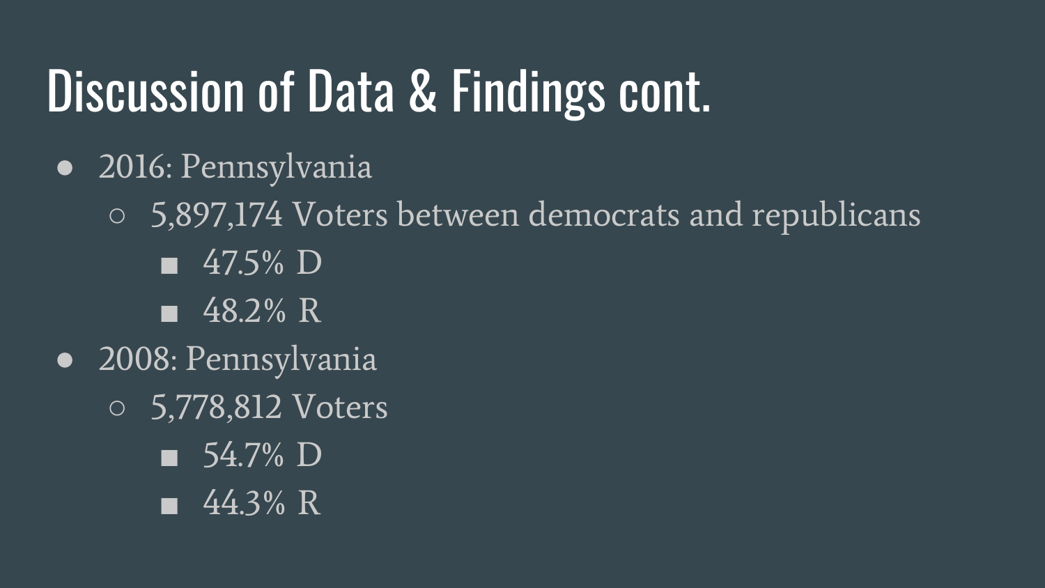# Discussion of Data & Findings cont.

- 2016: Pennsylvania
  - 5,897,174 Voters between democrats and republicans
    - 47.5% D
    - 48.2% R
- 2008: Pennsylvania
  - 5,778,812 Voters
    - 54.7% D
    - 44.3% R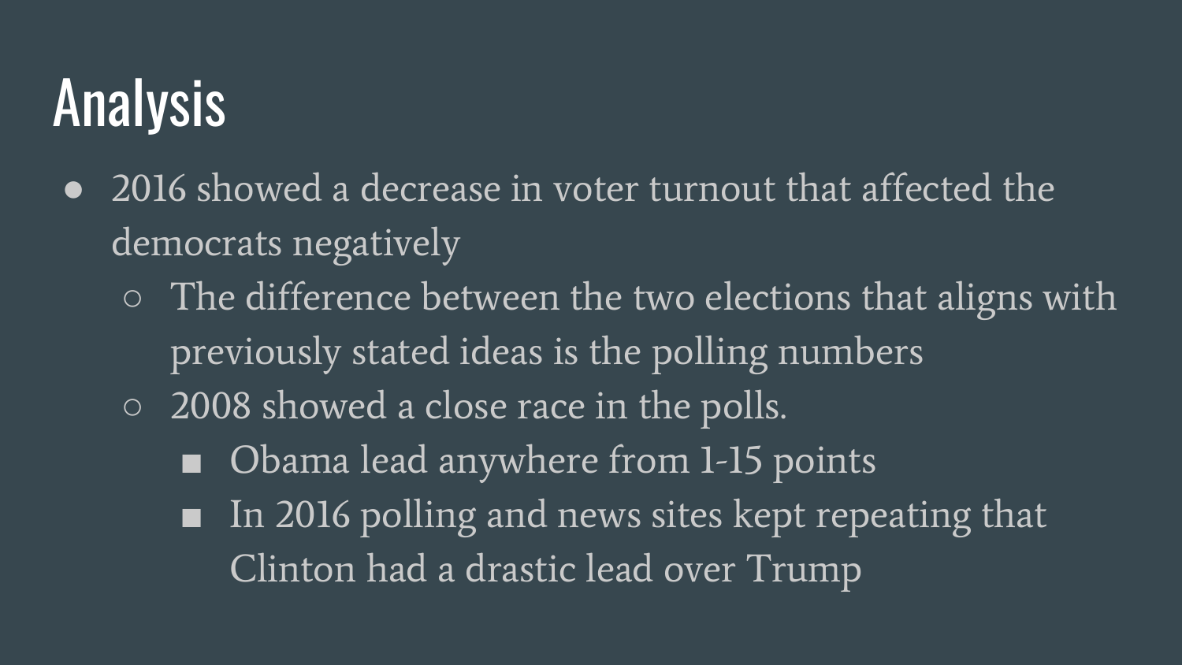# Analysis

- 2016 showed a decrease in voter turnout that affected the democrats negatively
    - The difference between the two elections that aligns with previously stated ideas is the polling numbers
    - 2008 showed a close race in the polls.
        - Obama lead anywhere from 1-15 points
        - In 2016 polling and news sites kept repeating that Clinton had a drastic lead over Trump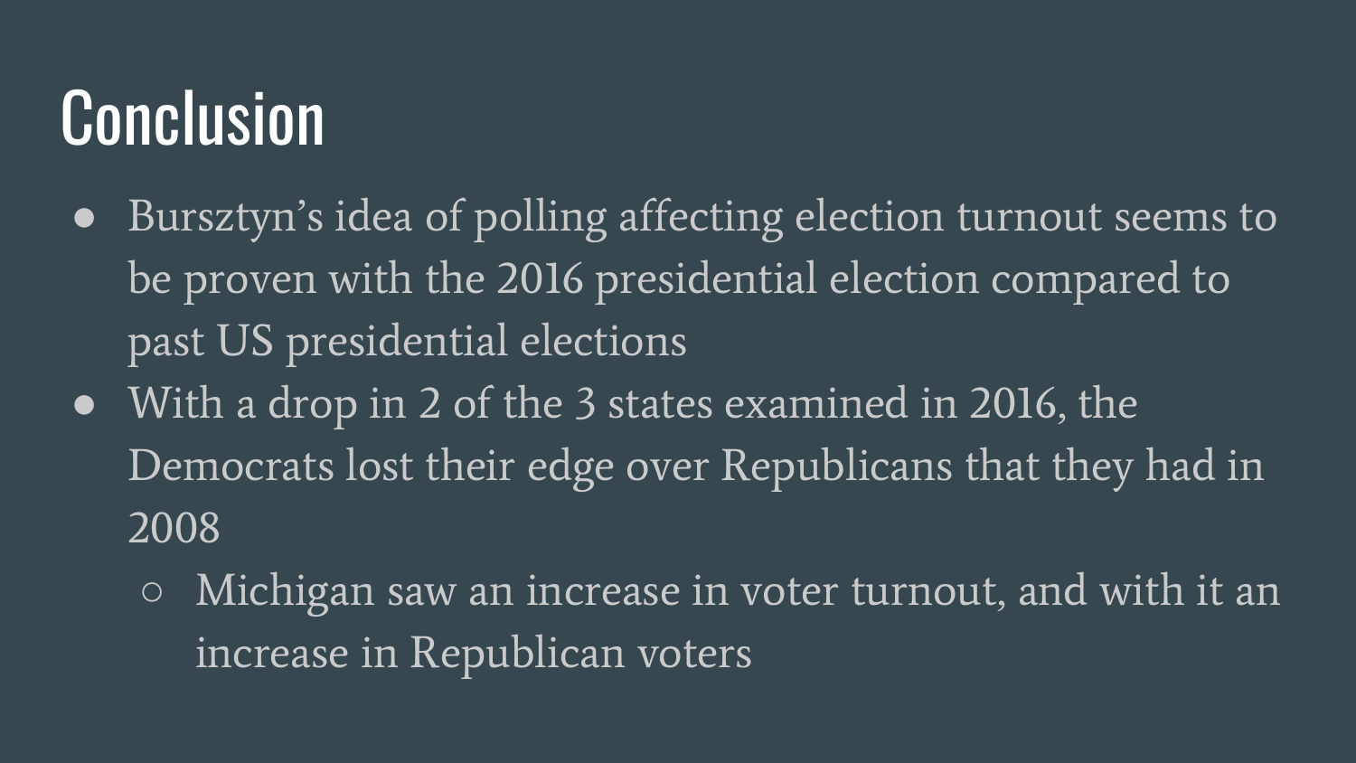# Conclusion

- Bursztyn's idea of polling affecting election turnout seems to be proven with the 2016 presidential election compared to past US presidential elections
- With a drop in 2 of the 3 states examined in 2016, the Democrats lost their edge over Republicans that they had in 2008
  - Michigan saw an increase in voter turnout, and with it an increase in Republican voters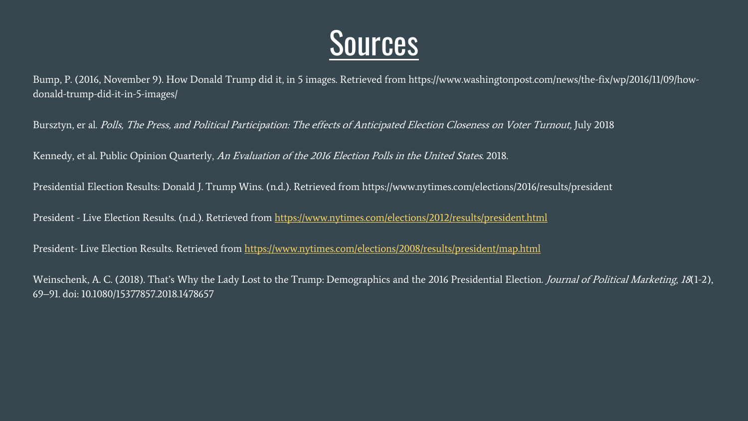# Sources

Bump, P. (2016, November 9). How Donald Trump did it, in 5 images. Retrieved from https://www.washingtonpost.com/news/the-fix/wp/2016/11/09/how-donald-trump-did-it-in-5-images/

Bursztyn, er al. *Polls, The Press, and Political Participation: The effects of Anticipated Election Closeness on Voter Turnout,* July 2018

Kennedy, et al. Public Opinion Quarterly, *An Evaluation of the 2016 Election Polls in the United States*. 2018.

Presidential Election Results: Donald J. Trump Wins. (n.d.). Retrieved from https://www.nytimes.com/elections/2016/results/president

President - Live Election Results. (n.d.). Retrieved from [https://www.nytimes.com/elections/2012/results/president.html](https://www.nytimes.com/elections/2012/results/president.html)

President- Live Election Results. Retrieved from [https://www.nytimes.com/elections/2008/results/president/map.html](https://www.nytimes.com/elections/2008/results/president/map.html)

Weinschenk, A. C. (2018). That's Why the Lady Lost to the Trump: Demographics and the 2016 Presidential Election. *Journal of Political Marketing*, *18*(1-2), 69–91. doi: 10.1080/15377857.2018.1478657